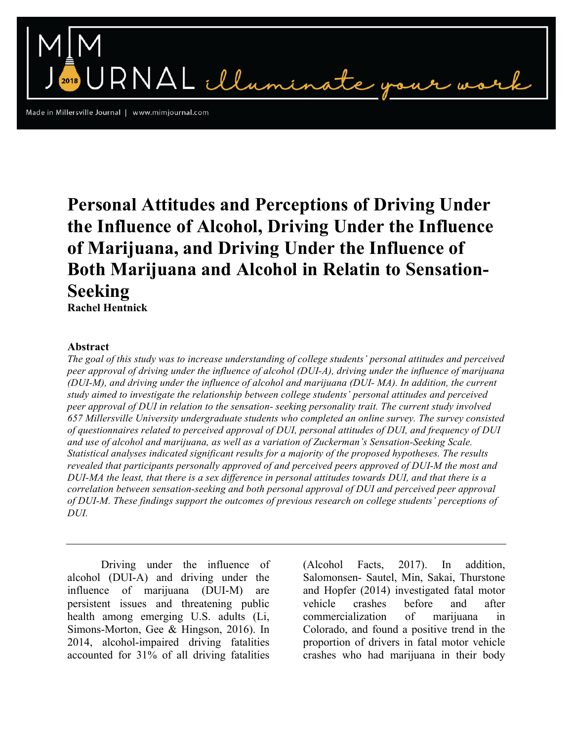# Personal Attitudes and Perceptions of Driving Under the Influence of Alcohol, Driving Under the Influence of Marijuana, and Driving Under the Influence of Both Marijuana and Alcohol in Relatin to Sensation-Seeking

**Rachel Hentnick**

### Abstract

*The goal of this study was to increase understanding of college students' personal attitudes and perceived peer approval of driving under the influence of alcohol (DUI-A), driving under the influence of marijuana (DUI-M), and driving under the influence of alcohol and marijuana (DUI- MA). In addition, the current study aimed to investigate the relationship between college students' personal attitudes and perceived peer approval of DUI in relation to the sensation- seeking personality trait. The current study involved 657 Millersville University undergraduate students who completed an online survey. The survey consisted of questionnaires related to perceived approval of DUI, personal attitudes of DUI, and frequency of DUI and use of alcohol and marijuana, as well as a variation of Zuckerman's Sensation-Seeking Scale. Statistical analyses indicated significant results for a majority of the proposed hypotheses. The results revealed that participants personally approved of and perceived peers approved of DUI-M the most and DUI-MA the least, that there is a sex difference in personal attitudes towards DUI, and that there is a correlation between sensation-seeking and both personal approval of DUI and perceived peer approval of DUI-M. These findings support the outcomes of previous research on college students' perceptions of DUI.*

---

Driving under the influence of alcohol (DUI-A) and driving under the influence of marijuana (DUI-M) are persistent issues and threatening public health among emerging U.S. adults (Li, Simons-Morton, Gee & Hingson, 2016). In 2014, alcohol-impaired driving fatalities accounted for 31% of all driving fatalities (Alcohol Facts, 2017). In addition, Salomonsen- Sautel, Min, Sakai, Thurstone and Hopfer (2014) investigated fatal motor vehicle crashes before and after commercialization of marijuana in Colorado, and found a positive trend in the proportion of drivers in fatal motor vehicle crashes who had marijuana in their body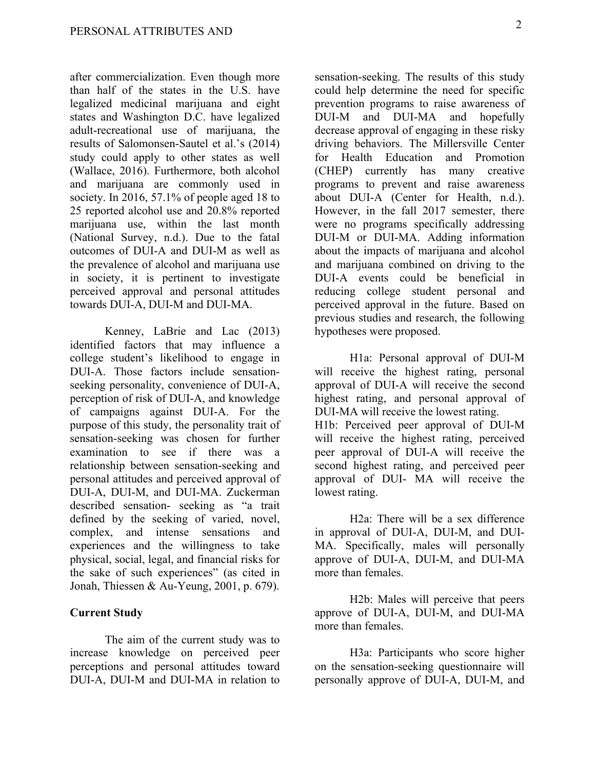after commercialization. Even though more than half of the states in the U.S. have legalized medicinal marijuana and eight states and Washington D.C. have legalized adult-recreational use of marijuana, the results of Salomonsen-Sautel et al.'s (2014) study could apply to other states as well (Wallace, 2016). Furthermore, both alcohol and marijuana are commonly used in society. In 2016, 57.1% of people aged 18 to 25 reported alcohol use and 20.8% reported marijuana use, within the last month (National Survey, n.d.). Due to the fatal outcomes of DUI-A and DUI-M as well as the prevalence of alcohol and marijuana use in society, it is pertinent to investigate perceived approval and personal attitudes towards DUI-A, DUI-M and DUI-MA.

Kenney, LaBrie and Lac (2013) identified factors that may influence a college student's likelihood to engage in DUI-A. Those factors include sensation-seeking personality, convenience of DUI-A, perception of risk of DUI-A, and knowledge of campaigns against DUI-A. For the purpose of this study, the personality trait of sensation-seeking was chosen for further examination to see if there was a relationship between sensation-seeking and personal attitudes and perceived approval of DUI-A, DUI-M, and DUI-MA. Zuckerman described sensation- seeking as "a trait defined by the seeking of varied, novel, complex, and intense sensations and experiences and the willingness to take physical, social, legal, and financial risks for the sake of such experiences" (as cited in Jonah, Thiessen & Au-Yeung, 2001, p. 679).

## Current Study

The aim of the current study was to increase knowledge on perceived peer perceptions and personal attitudes toward DUI-A, DUI-M and DUI-MA in relation to sensation-seeking. The results of this study could help determine the need for specific prevention programs to raise awareness of DUI-M and DUI-MA and hopefully decrease approval of engaging in these risky driving behaviors. The Millersville Center for Health Education and Promotion (CHEP) currently has many creative programs to prevent and raise awareness about DUI-A (Center for Health, n.d.). However, in the fall 2017 semester, there were no programs specifically addressing DUI-M or DUI-MA. Adding information about the impacts of marijuana and alcohol and marijuana combined on driving to the DUI-A events could be beneficial in reducing college student personal and perceived approval in the future. Based on previous studies and research, the following hypotheses were proposed.

H1a: Personal approval of DUI-M will receive the highest rating, personal approval of DUI-A will receive the second highest rating, and personal approval of DUI-MA will receive the lowest rating.
H1b: Perceived peer approval of DUI-M will receive the highest rating, perceived peer approval of DUI-A will receive the second highest rating, and perceived peer approval of DUI- MA will receive the lowest rating.

H2a: There will be a sex difference in approval of DUI-A, DUI-M, and DUI-MA. Specifically, males will personally approve of DUI-A, DUI-M, and DUI-MA more than females.

H2b: Males will perceive that peers approve of DUI-A, DUI-M, and DUI-MA more than females.

H3a: Participants who score higher on the sensation-seeking questionnaire will personally approve of DUI-A, DUI-M, and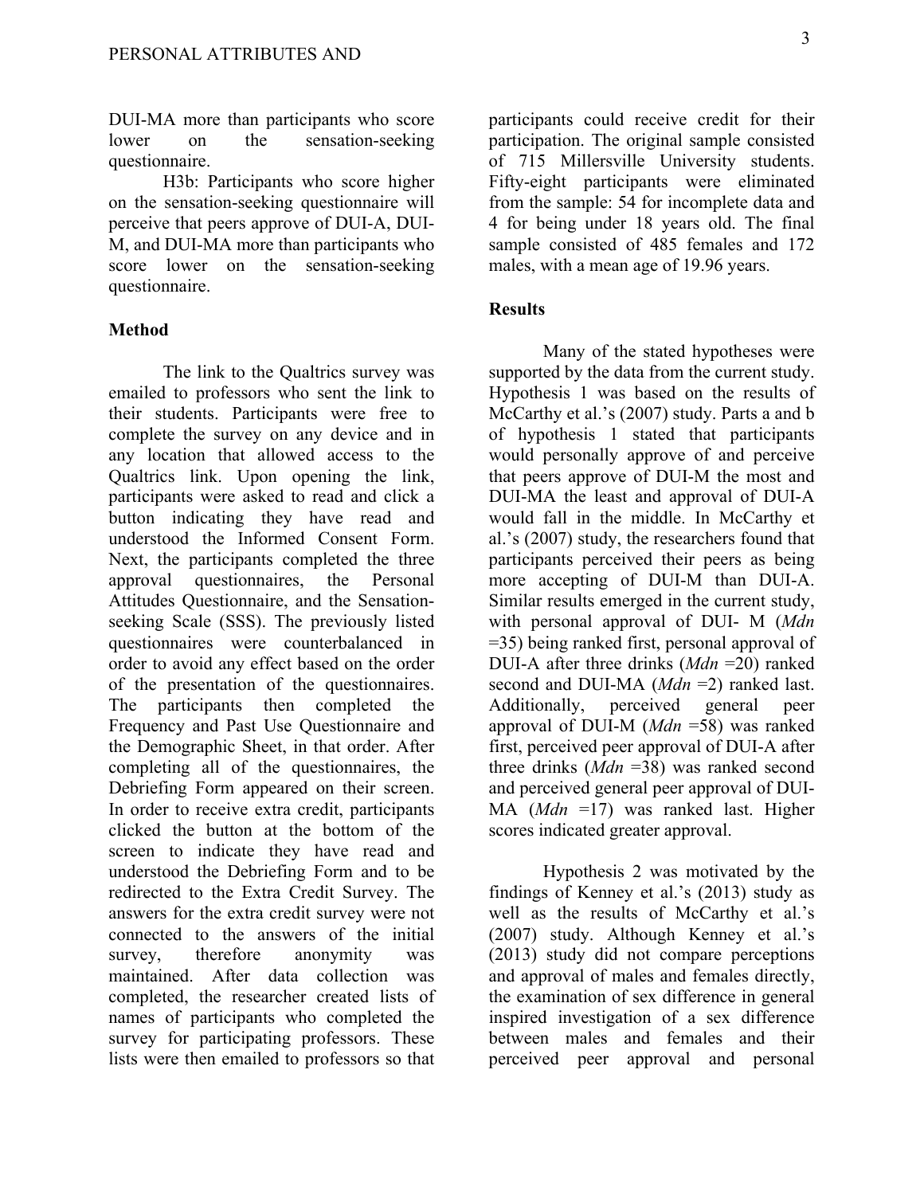DUI-MA more than participants who score lower on the sensation-seeking questionnaire.

H3b: Participants who score higher on the sensation-seeking questionnaire will perceive that peers approve of DUI-A, DUI-M, and DUI-MA more than participants who score lower on the sensation-seeking questionnaire.

## Method

The link to the Qualtrics survey was emailed to professors who sent the link to their students. Participants were free to complete the survey on any device and in any location that allowed access to the Qualtrics link. Upon opening the link, participants were asked to read and click a button indicating they have read and understood the Informed Consent Form. Next, the participants completed the three approval questionnaires, the Personal Attitudes Questionnaire, and the Sensation-seeking Scale (SSS). The previously listed questionnaires were counterbalanced in order to avoid any effect based on the order of the presentation of the questionnaires. The participants then completed the Frequency and Past Use Questionnaire and the Demographic Sheet, in that order. After completing all of the questionnaires, the Debriefing Form appeared on their screen. In order to receive extra credit, participants clicked the button at the bottom of the screen to indicate they have read and understood the Debriefing Form and to be redirected to the Extra Credit Survey. The answers for the extra credit survey were not connected to the answers of the initial survey, therefore anonymity was maintained. After data collection was completed, the researcher created lists of names of participants who completed the survey for participating professors. These lists were then emailed to professors so that participants could receive credit for their participation. The original sample consisted of 715 Millersville University students. Fifty-eight participants were eliminated from the sample: 54 for incomplete data and 4 for being under 18 years old. The final sample consisted of 485 females and 172 males, with a mean age of 19.96 years.

## Results

Many of the stated hypotheses were supported by the data from the current study. Hypothesis 1 was based on the results of McCarthy et al.'s (2007) study. Parts a and b of hypothesis 1 stated that participants would personally approve of and perceive that peers approve of DUI-M the most and DUI-MA the least and approval of DUI-A would fall in the middle. In McCarthy et al.'s (2007) study, the researchers found that participants perceived their peers as being more accepting of DUI-M than DUI-A. Similar results emerged in the current study, with personal approval of DUI- M (*Mdn* =35) being ranked first, personal approval of DUI-A after three drinks (*Mdn* =20) ranked second and DUI-MA (*Mdn* =2) ranked last. Additionally, perceived general peer approval of DUI-M (*Mdn* =58) was ranked first, perceived peer approval of DUI-A after three drinks (*Mdn* =38) was ranked second and perceived general peer approval of DUI-MA (*Mdn* =17) was ranked last. Higher scores indicated greater approval.

Hypothesis 2 was motivated by the findings of Kenney et al.'s (2013) study as well as the results of McCarthy et al.'s (2007) study. Although Kenney et al.'s (2013) study did not compare perceptions and approval of males and females directly, the examination of sex difference in general inspired investigation of a sex difference between males and females and their perceived peer approval and personal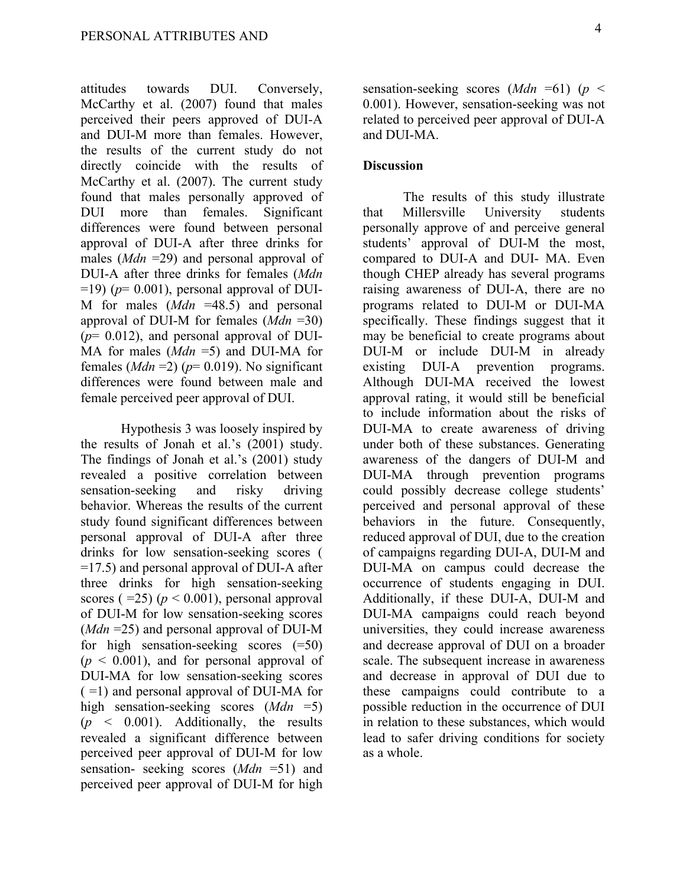attitudes towards DUI. Conversely, McCarthy et al. (2007) found that males perceived their peers approved of DUI-A and DUI-M more than females. However, the results of the current study do not directly coincide with the results of McCarthy et al. (2007). The current study found that males personally approved of DUI more than females. Significant differences were found between personal approval of DUI-A after three drinks for males (*Mdn* =29) and personal approval of DUI-A after three drinks for females (*Mdn* =19) ($p$= 0.001), personal approval of DUI-M for males (*Mdn* =48.5) and personal approval of DUI-M for females (*Mdn* =30) ($p$= 0.012), and personal approval of DUI-MA for males (*Mdn* =5) and DUI-MA for females (*Mdn* =2) ($p$= 0.019). No significant differences were found between male and female perceived peer approval of DUI.

Hypothesis 3 was loosely inspired by the results of Jonah et al.'s (2001) study. The findings of Jonah et al.'s (2001) study revealed a positive correlation between sensation-seeking and risky driving behavior. Whereas the results of the current study found significant differences between personal approval of DUI-A after three drinks for low sensation-seeking scores ( =17.5) and personal approval of DUI-A after three drinks for high sensation-seeking scores ( =25) ($p < 0.001$), personal approval of DUI-M for low sensation-seeking scores (*Mdn* =25) and personal approval of DUI-M for high sensation-seeking scores (=50) ($p < 0.001$), and for personal approval of DUI-MA for low sensation-seeking scores ( =1) and personal approval of DUI-MA for high sensation-seeking scores (*Mdn* =5) ($p < 0.001$). Additionally, the results revealed a significant difference between perceived peer approval of DUI-M for low sensation- seeking scores (*Mdn* =51) and perceived peer approval of DUI-M for high sensation-seeking scores (*Mdn* =61) ($p < 0.001$). However, sensation-seeking was not related to perceived peer approval of DUI-A and DUI-MA.

**Discussion**

The results of this study illustrate that Millersville University students personally approve of and perceive general students' approval of DUI-M the most, compared to DUI-A and DUI- MA. Even though CHEP already has several programs raising awareness of DUI-A, there are no programs related to DUI-M or DUI-MA specifically. These findings suggest that it may be beneficial to create programs about DUI-M or include DUI-M in already existing DUI-A prevention programs. Although DUI-MA received the lowest approval rating, it would still be beneficial to include information about the risks of DUI-MA to create awareness of driving under both of these substances. Generating awareness of the dangers of DUI-M and DUI-MA through prevention programs could possibly decrease college students' perceived and personal approval of these behaviors in the future. Consequently, reduced approval of DUI, due to the creation of campaigns regarding DUI-A, DUI-M and DUI-MA on campus could decrease the occurrence of students engaging in DUI. Additionally, if these DUI-A, DUI-M and DUI-MA campaigns could reach beyond universities, they could increase awareness and decrease approval of DUI on a broader scale. The subsequent increase in awareness and decrease in approval of DUI due to these campaigns could contribute to a possible reduction in the occurrence of DUI in relation to these substances, which would lead to safer driving conditions for society as a whole.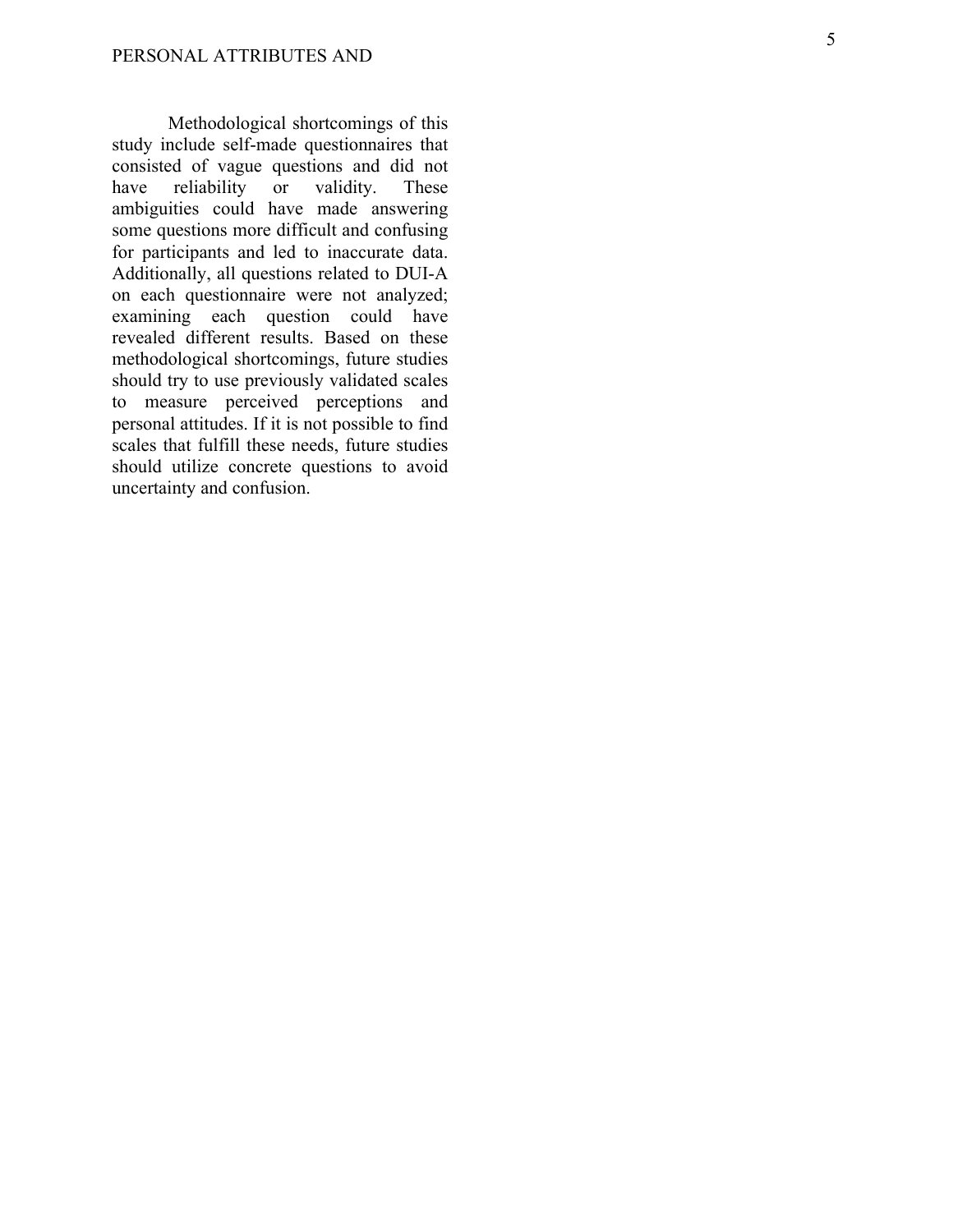Methodological shortcomings of this study include self-made questionnaires that consisted of vague questions and did not have reliability or validity. These ambiguities could have made answering some questions more difficult and confusing for participants and led to inaccurate data. Additionally, all questions related to DUI-A on each questionnaire were not analyzed; examining each question could have revealed different results. Based on these methodological shortcomings, future studies should try to use previously validated scales to measure perceived perceptions and personal attitudes. If it is not possible to find scales that fulfill these needs, future studies should utilize concrete questions to avoid uncertainty and confusion.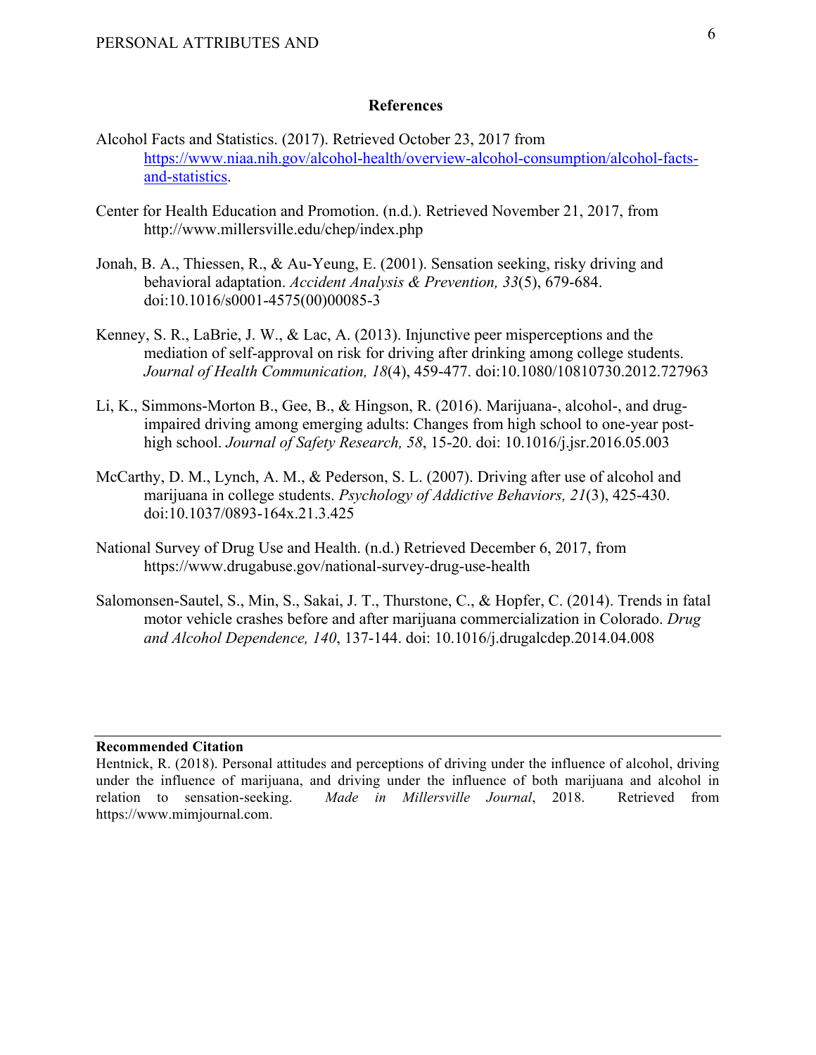## References

Alcohol Facts and Statistics. (2017). Retrieved October 23, 2017 from [https://www.niaa.nih.gov/alcohol-health/overview-alcohol-consumption/alcohol-facts-and-statistics](https://www.niaa.nih.gov/alcohol-health/overview-alcohol-consumption/alcohol-facts-and-statistics).

Center for Health Education and Promotion. (n.d.). Retrieved November 21, 2017, from http://www.millersville.edu/chep/index.php

Jonah, B. A., Thiessen, R., & Au-Yeung, E. (2001). Sensation seeking, risky driving and behavioral adaptation. *Accident Analysis & Prevention, 33*(5), 679-684. doi:10.1016/s0001-4575(00)00085-3

Kenney, S. R., LaBrie, J. W., & Lac, A. (2013). Injunctive peer misperceptions and the mediation of self-approval on risk for driving after drinking among college students. *Journal of Health Communication, 18*(4), 459-477. doi:10.1080/10810730.2012.727963

Li, K., Simmons-Morton B., Gee, B., & Hingson, R. (2016). Marijuana-, alcohol-, and drug-impaired driving among emerging adults: Changes from high school to one-year post-high school. *Journal of Safety Research, 58*, 15-20. doi: 10.1016/j.jsr.2016.05.003

McCarthy, D. M., Lynch, A. M., & Pederson, S. L. (2007). Driving after use of alcohol and marijuana in college students. *Psychology of Addictive Behaviors, 21*(3), 425-430. doi:10.1037/0893-164x.21.3.425

National Survey of Drug Use and Health. (n.d.) Retrieved December 6, 2017, from https://www.drugabuse.gov/national-survey-drug-use-health

Salomonsen-Sautel, S., Min, S., Sakai, J. T., Thurstone, C., & Hopfer, C. (2014). Trends in fatal motor vehicle crashes before and after marijuana commercialization in Colorado. *Drug and Alcohol Dependence, 140*, 137-144. doi: 10.1016/j.drugalcdep.2014.04.008

---

**Recommended Citation**

Hentnick, R. (2018). Personal attitudes and perceptions of driving under the influence of alcohol, driving under the influence of marijuana, and driving under the influence of both marijuana and alcohol in relation to sensation-seeking. *Made in Millersville Journal*, 2018. Retrieved from https://www.mimjournal.com.